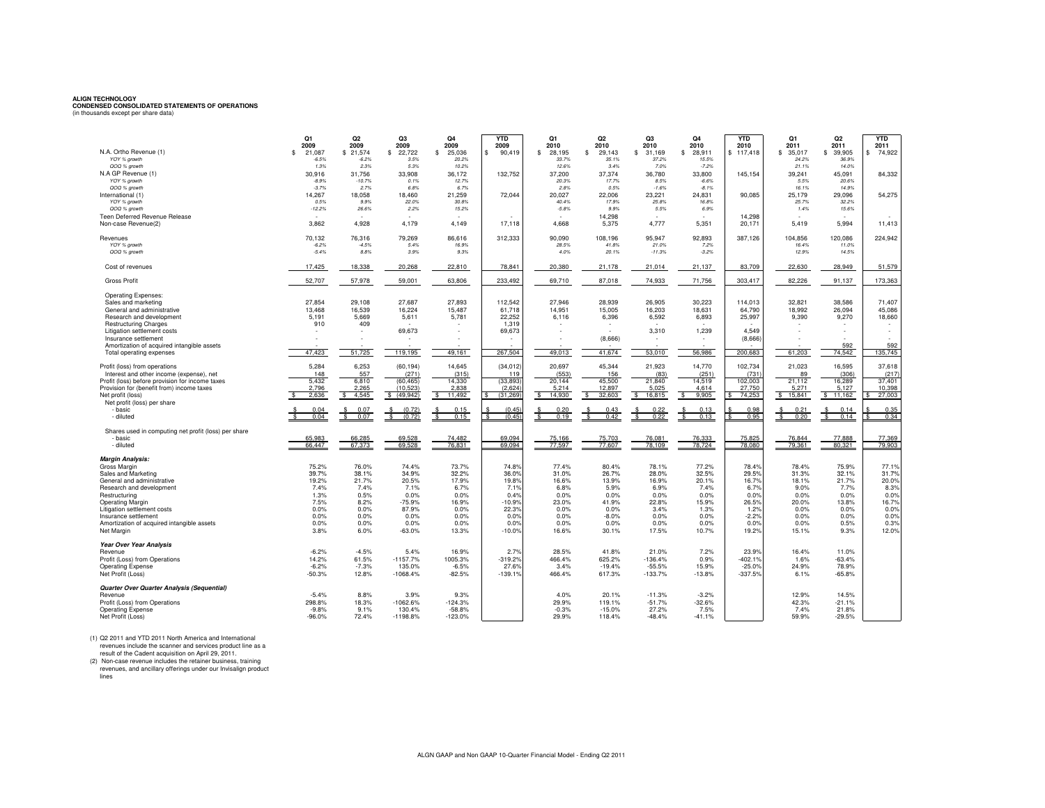**ALIGN TECHNOLOGY**
**CONDENSED CONSOLIDATED STATEMENTS OF OPERATIONS**
(in thousands except per share data)

| | Q1 2009 | Q2 2009 | Q3 2009 | Q4 2009 | YTD 2009 | Q1 2010 | Q2 2010 | Q3 2010 | Q4 2010 | YTD 2010 | Q1 2011 | Q2 2011 | YTD 2011 |
|---|---|---|---|---|---|---|---|---|---|---|---|---|---|
| N.A. Ortho Revenue (1) | $ 21,087 | $ 21,574 | $ 22,722 | $ 25,036 | $ 90,419 | $ 28,195 | $ 29,143 | $ 31,169 | $ 28,911 | $ 117,418 | $ 35,017 | $ 39,905 | $ 74,922 |
| *YOY % growth* | *-6.5%* | *-6.2%* | *3.5%* | *20.2%* | | *33.7%* | *35.1%* | *37.2%* | *15.5%* | | *24.2%* | *36.9%* | |
| *QOQ % growth* | *1.3%* | *2.3%* | *5.3%* | *10.2%* | | *12.6%* | *3.4%* | *7.0%* | *-7.2%* | | *21.1%* | *14.0%* | |
| N.A GP Revenue (1) | 30,916 | 31,756 | 33,908 | 36,172 | 132,752 | 37,200 | 37,374 | 36,780 | 33,800 | 145,154 | 39,241 | 45,091 | 84,332 |
| *YOY % growth* | *-8.9%* | *-10.7%* | *0.1%* | *12.7%* | | *20.3%* | *17.7%* | *8.5%* | *-6.6%* | | *5.5%* | *20.6%* | |
| *QOQ % growth* | *-3.7%* | *2.7%* | *6.8%* | *6.7%* | | *2.8%* | *0.5%* | *-1.6%* | *-8.1%* | | *16.1%* | *14.9%* | |
| International (1) | 14,267 | 18,058 | 18,460 | 21,259 | 72,044 | 20,027 | 22,006 | 23,221 | 24,831 | 90,085 | 25,179 | 29,096 | 54,275 |
| *YOY % growth* | *0.5%* | *9.9%* | *22.0%* | *30.8%* | | *40.4%* | *17.9%* | *25.8%* | *16.8%* | | *25.7%* | *32.2%* | |
| *QOQ % growth* | *-12.2%* | *26.6%* | *2.2%* | *15.2%* | | *-5.8%* | *9.9%* | *5.5%* | *6.9%* | | *1.4%* | *15.6%* | |
| Teen Deferred Revenue Release | - | - | - | - | - | - | 14,298 | - | - | 14,298 | - | - | - |
| Non-case Revenue(2) | 3,862 | 4,928 | 4,179 | 4,149 | 17,118 | 4,668 | 5,375 | 4,777 | 5,351 | 20,171 | 5,419 | 5,994 | 11,413 |
| Revenues | 70,132 | 76,316 | 79,269 | 86,616 | 312,333 | 90,090 | 108,196 | 95,947 | 92,893 | 387,126 | 104,856 | 120,086 | 224,942 |
| *YOY % growth* | *-6.2%* | *-4.5%* | *5.4%* | *16.9%* | | *28.5%* | *41.8%* | *21.0%* | *7.2%* | | *16.4%* | *11.0%* | |
| *QOQ % growth* | *-5.4%* | *8.8%* | *3.9%* | *9.3%* | | *4.0%* | *20.1%* | *-11.3%* | *-3.2%* | | *12.9%* | *14.5%* | |
| Cost of revenues | 17,425 | 18,338 | 20,268 | 22,810 | 78,841 | 20,380 | 21,178 | 21,014 | 21,137 | 83,709 | 22,630 | 28,949 | 51,579 |
| Gross Profit | 52,707 | 57,978 | 59,001 | 63,806 | 233,492 | 69,710 | 87,018 | 74,933 | 71,756 | 303,417 | 82,226 | 91,137 | 173,363 |
| Operating Expenses: | | | | | | | | | | | | | |
| Sales and marketing | 27,854 | 29,108 | 27,687 | 27,893 | 112,542 | 27,946 | 28,939 | 26,905 | 30,223 | 114,013 | 32,821 | 38,586 | 71,407 |
| General and administrative | 13,468 | 16,539 | 16,224 | 15,487 | 61,718 | 14,951 | 15,005 | 16,203 | 18,631 | 64,790 | 18,992 | 26,094 | 45,086 |
| Research and development | 5,191 | 5,669 | 5,611 | 5,781 | 22,252 | 6,116 | 6,396 | 6,592 | 6,893 | 25,997 | 9,390 | 9,270 | 18,660 |
| Restructuring Charges | 910 | 409 | - | - | 1,319 | - | - | - | - | - | - | - | - |
| Litigation settlement costs | - | - | 69,673 | - | 69,673 | - | - | 3,310 | 1,239 | 4,549 | - | - | - |
| Insurance settlement | - | - | - | - | - | - | (8,666) | - | - | (8,666) | - | - | - |
| Amortization of acquired intangible assets | - | - | - | - | - | - | - | - | - | - | - | 592 | 592 |
| Total operating expenses | 47,423 | 51,725 | 119,195 | 49,161 | 267,504 | 49,013 | 41,674 | 53,010 | 56,986 | 200,683 | 61,203 | 74,542 | 135,745 |
| Profit (loss) from operations | 5,284 | 6,253 | (60,194) | 14,645 | (34,012) | 20,697 | 45,344 | 21,923 | 14,770 | 102,734 | 21,023 | 16,595 | 37,618 |
| Interest and other income (expense), net | 148 | 557 | (271) | (315) | 119 | (553) | 156 | (83) | (251) | (731) | 89 | (306) | (217) |
| Profit (loss) before provision for income taxes | 5,432 | 6,810 | (60,465) | 14,330 | (33,893) | 20,144 | 45,500 | 21,840 | 14,519 | 102,003 | 21,112 | 16,289 | 37,401 |
| Provision for (benefit from) income taxes | 2,796 | 2,265 | (10,523) | 2,838 | (2,624) | 5,214 | 12,897 | 5,025 | 4,614 | 27,750 | 5,271 | 5,127 | 10,398 |
| Net profit (loss) | $ 2,636 | $ 4,545 | $ (49,942) | $ 11,492 | $ (31,269) | $ 14,930 | $ 32,603 | $ 16,815 | $ 9,905 | $ 74,253 | $ 15,841 | $ 11,162 | $ 27,003 |
| Net profit (loss) per share | | | | | | | | | | | | | |
| - basic | $ 0.04 | $ 0.07 | $ (0.72) | $ 0.15 | $ (0.45) | $ 0.20 | $ 0.43 | $ 0.22 | $ 0.13 | $ 0.98 | $ 0.21 | $ 0.14 | $ 0.35 |
| - diluted | $ 0.04 | $ 0.07 | $ (0.72) | $ 0.15 | $ (0.45) | $ 0.19 | $ 0.42 | $ 0.22 | $ 0.13 | $ 0.95 | $ 0.20 | $ 0.14 | $ 0.34 |
| Shares used in computing net profit (loss) per share | | | | | | | | | | | | | |
| - basic | 65,983 | 66,285 | 69,528 | 74,482 | 69,094 | 75,166 | 75,703 | 76,081 | 76,333 | 75,825 | 76,844 | 77,888 | 77,369 |
| - diluted | 66,447 | 67,373 | 69,528 | 76,831 | 69,094 | 77,597 | 77,607 | 78,109 | 78,724 | 78,080 | 79,361 | 80,321 | 79,903 |
| ***Margin Analysis:*** | | | | | | | | | | | | | |
| Gross Margin | 75.2% | 76.0% | 74.4% | 73.7% | 74.8% | 77.4% | 80.4% | 78.1% | 77.2% | 78.4% | 78.4% | 75.9% | 77.1% |
| Sales and Marketing | 39.7% | 38.1% | 34.9% | 32.2% | 36.0% | 31.0% | 26.7% | 28.0% | 32.5% | 29.5% | 31.3% | 32.1% | 31.7% |
| General and administrative | 19.2% | 21.7% | 20.5% | 17.9% | 19.8% | 16.6% | 13.9% | 16.9% | 20.1% | 16.7% | 18.1% | 21.7% | 20.0% |
| Research and development | 7.4% | 7.4% | 7.1% | 6.7% | 7.1% | 6.8% | 5.9% | 6.9% | 7.4% | 6.7% | 9.0% | 7.7% | 8.3% |
| Restructuring | 1.3% | 0.5% | 0.0% | 0.0% | 0.4% | 0.0% | 0.0% | 0.0% | 0.0% | 0.0% | 0.0% | 0.0% | 0.0% |
| Operating Margin | 7.5% | 8.2% | -75.9% | 16.9% | -10.9% | 23.0% | 41.9% | 22.8% | 15.9% | 26.5% | 20.0% | 13.8% | 16.7% |
| Litigation settlement costs | 0.0% | 0.0% | 87.9% | 0.0% | 22.3% | 0.0% | 0.0% | 3.4% | 1.3% | 1.2% | 0.0% | 0.0% | 0.0% |
| Insurance settlement | 0.0% | 0.0% | 0.0% | 0.0% | 0.0% | 0.0% | -8.0% | 0.0% | 0.0% | -2.2% | 0.0% | 0.0% | 0.0% |
| Amortization of acquired intangible assets | 0.0% | 0.0% | 0.0% | 0.0% | 0.0% | 0.0% | 0.0% | 0.0% | 0.0% | 0.0% | 0.0% | 0.5% | 0.3% |
| Net Margin | 3.8% | 6.0% | -63.0% | 13.3% | -10.0% | 16.6% | 30.1% | 17.5% | 10.7% | 19.2% | 15.1% | 9.3% | 12.0% |
| ***Year Over Year Analysis*** | | | | | | | | | | | | | |
| Revenue | -6.2% | -4.5% | 5.4% | 16.9% | 2.7% | 28.5% | 41.8% | 21.0% | 7.2% | 23.9% | 16.4% | 11.0% | |
| Profit (Loss) from Operations | 14.2% | 61.5% | -1157.7% | 1005.3% | -319.2% | 466.4% | 625.2% | -136.4% | 0.9% | -402.1% | 1.6% | -63.4% | |
| Operating Expense | -6.2% | -7.3% | 135.0% | -6.5% | 27.6% | 3.4% | -19.4% | -55.5% | 15.9% | -25.0% | 24.9% | 78.9% | |
| Net Profit (Loss) | -50.3% | 12.8% | -1068.4% | -82.5% | -139.1% | 466.4% | 617.3% | -133.7% | -13.8% | -337.5% | 6.1% | -65.8% | |
| ***Quarter Over Quarter Analysis (Sequential)*** | | | | | | | | | | | | | |
| Revenue | -5.4% | 8.8% | 3.9% | 9.3% | | 4.0% | 20.1% | -11.3% | -3.2% | | 12.9% | 14.5% | |
| Profit (Loss) from Operations | 298.8% | 18.3% | -1062.6% | -124.3% | | 29.9% | 119.1% | -51.7% | -32.6% | | 42.3% | -21.1% | |
| Operating Expense | -9.8% | 9.1% | 130.4% | -58.8% | | -0.3% | -15.0% | 27.2% | 7.5% | | 7.4% | 21.8% | |
| Net Profit (Loss) | -96.0% | 72.4% | -1198.8% | -123.0% | | 29.9% | 118.4% | -48.4% | -41.1% | | 59.9% | -29.5% | |

(1) Q2 2011 and YTD 2011 North America and International revenues include the scanner and services product line as a result of the Cadent acquisition on April 29, 2011.

(2) Non-case revenue includes the retainer business, training revenues, and ancillary offerings under our Invisalign product lines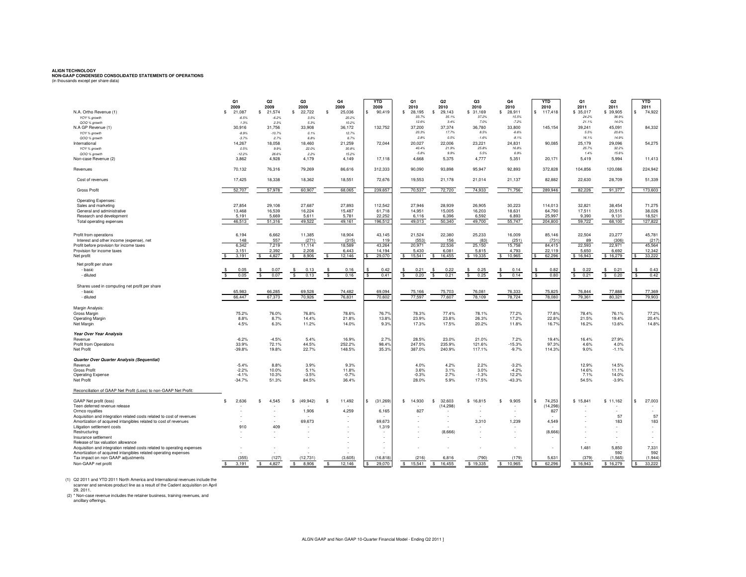**ALIGN TECHNOLOGY**
**NON-GAAP CONDENSED CONSOLIDATED STATEMENTS OF OPERATIONS**
(in thousands except per share data)

| | Q1 2009 | Q2 2009 | Q3 2009 | Q4 2009 | YTD 2009 | Q1 2010 | Q2 2010 | Q3 2010 | Q4 2010 | YTD 2010 | Q1 2011 | Q2 2011 | YTD 2011 |
|---|---|---|---|---|---|---|---|---|---|---|---|---|---|
| N.A. Ortho Revenue (1) | $ 21,087 | $ 21,574 | $ 22,722 | $ 25,036 | $ 90,419 | $ 28,195 | $ 29,143 | $ 31,169 | $ 28,911 | $ 117,418 | $ 35,017 | $ 39,905 | $ 74,922 |
| *YOY % growth* | *-6.5%* | *-6.2%* | *3.5%* | *20.2%* | | *33.7%* | *35.1%* | *37.2%* | *15.5%* | | *24.2%* | *36.9%* | |
| *QOQ % growth* | *1.3%* | *2.3%* | *5.3%* | *10.2%* | | *12.6%* | *3.4%* | *7.0%* | *-7.2%* | | *21.1%* | *14.0%* | |
| N.A GP Revenue (1) | 30,916 | 31,756 | 33,908 | 36,172 | 132,752 | 37,200 | 37,374 | 36,780 | 33,800 | 145,154 | 39,241 | 45,091 | 84,332 |
| *YOY % growth* | *-8.9%* | *-10.7%* | *0.1%* | *12.7%* | | *20.3%* | *17.7%* | *8.5%* | *-6.6%* | | *5.5%* | *20.6%* | |
| *QOQ % growth* | *-3.7%* | *2.7%* | *6.8%* | *6.7%* | | *2.8%* | *0.5%* | *-1.6%* | *-8.1%* | | *16.1%* | *14.9%* | |
| International | 14,267 | 18,058 | 18,460 | 21,259 | 72,044 | 20,027 | 22,006 | 23,221 | 24,831 | 90,085 | 25,179 | 29,096 | 54,275 |
| *YOY % growth* | *0.5%* | *9.9%* | *22.0%* | *30.8%* | | *40.4%* | *21.9%* | *25.8%* | *16.8%* | | *25.7%* | *32.2%* | |
| *QOQ % growth* | *-12.2%* | *26.6%* | *2.2%* | *15.2%* | | *-5.8%* | *9.9%* | *5.5%* | *6.9%* | | *1.4%* | *15.6%* | |
| Non-case Revenue (2) | 3,862 | 4,928 | 4,179 | 4,149 | 17,118 | 4,668 | 5,375 | 4,777 | 5,351 | 20,171 | 5,419 | 5,994 | 11,413 |
| Revenues | 70,132 | 76,316 | 79,269 | 86,616 | 312,333 | 90,090 | 93,898 | 95,947 | 92,893 | 372,828 | 104,856 | 120,086 | 224,942 |
| Cost of revenues | 17,425 | 18,338 | 18,362 | 18,551 | 72,676 | 19,553 | 21,178 | 21,014 | 21,137 | 82,882 | 22,630 | 28,709 | 51,339 |
| Gross Profit | 52,707 | 57,978 | 60,907 | 68,065 | 239,657 | 70,537 | 72,720 | 74,933 | 71,756 | 289,946 | 82,226 | 91,377 | 173,603 |
| Operating Expenses: | | | | | | | | | | | | | |
| Sales and marketing | 27,854 | 29,108 | 27,687 | 27,893 | 112,542 | 27,946 | 28,939 | 26,905 | 30,223 | 114,013 | 32,821 | 38,454 | 71,275 |
| General and administrative | 13,468 | 16,539 | 16,224 | 15,487 | 61,718 | 14,951 | 15,005 | 16,203 | 18,631 | 64,790 | 17,511 | 20,515 | 38,026 |
| Research and development | 5,191 | 5,669 | 5,611 | 5,781 | 22,252 | 6,116 | 6,396 | 6,592 | 6,893 | 25,997 | 9,390 | 9,131 | 18,521 |
| Total operating expenses | 46,513 | 51,316 | 49,522 | 49,161 | 196,512 | 49,013 | 50,340 | 49,700 | 55,747 | 204,800 | 59,722 | 68,100 | 127,822 |
| Profit from operations | 6,194 | 6,662 | 11,385 | 18,904 | 43,145 | 21,524 | 22,380 | 25,233 | 16,009 | 85,146 | 22,504 | 23,277 | 45,781 |
| Interest and other income (expense), net | 148 | 557 | (271) | (315) | 119 | (553) | 156 | (83) | (251) | (731) | 89 | (306) | (217) |
| Profit before provision for income taxes | 6,342 | 7,219 | 11,114 | 18,589 | 43,264 | 20,971 | 22,536 | 25,150 | 15,758 | 84,415 | 22,593 | 22,971 | 45,564 |
| Provision for income taxes | 3,151 | 2,392 | 2,208 | 6,443 | 14,194 | 5,430 | 6,081 | 5,815 | 4,793 | 22,119 | 5,650 | 6,692 | 12,342 |
| Net profit | $ 3,191 | $ 4,827 | $ 8,906 | $ 12,146 | $ 29,070 | $ 15,541 | $ 16,455 | $ 19,335 | $ 10,965 | $ 62,296 | $ 16,943 | $ 16,279 | $ 33,222 |
| Net profit per share | | | | | | | | | | | | | |
| - basic | $ 0.05 | $ 0.07 | $ 0.13 | $ 0.16 | $ 0.42 | $ 0.21 | $ 0.22 | $ 0.25 | $ 0.14 | $ 0.82 | $ 0.22 | $ 0.21 | $ 0.43 |
| - diluted | $ 0.05 | $ 0.07 | $ 0.13 | $ 0.16 | $ 0.41 | $ 0.20 | $ 0.21 | $ 0.25 | $ 0.14 | $ 0.80 | $ 0.21 | $ 0.20 | $ 0.42 |
| Shares used in computing net profit per share | | | | | | | | | | | | | |
| - basic | 65,983 | 66,285 | 69,528 | 74,482 | 69,094 | 75,166 | 75,703 | 76,081 | 76,333 | 75,825 | 76,844 | 77,888 | 77,369 |
| - diluted | 66,447 | 67,373 | 70,926 | 76,831 | 70,602 | 77,597 | 77,607 | 78,109 | 78,724 | 78,080 | 79,361 | 80,321 | 79,903 |
| Margin Analysis: | | | | | | | | | | | | | |
| Gross Margin | 75.2% | 76.0% | 76.8% | 78.6% | 76.7% | 78.3% | 77.4% | 78.1% | 77.2% | 77.8% | 78.4% | 76.1% | 77.2% |
| Operating Margin | 8.8% | 8.7% | 14.4% | 21.8% | 13.8% | 23.9% | 23.8% | 26.3% | 17.2% | 22.8% | 21.5% | 19.4% | 20.4% |
| Net Margin | 4.5% | 6.3% | 11.2% | 14.0% | 9.3% | 17.3% | 17.5% | 20.2% | 11.8% | 16.7% | 16.2% | 13.6% | 14.8% |
| ***Year Over Year Analysis*** | | | | | | | | | | | | | |
| Revenue | -6.2% | -4.5% | 5.4% | 16.9% | 2.7% | 28.5% | 23.0% | 21.0% | 7.2% | 19.4% | 16.4% | 27.9% | |
| Profit from Operations | 33.9% | 72.1% | 44.5% | 252.2% | 98.4% | 247.5% | 235.9% | 121.6% | -15.3% | 97.3% | 4.6% | 4.0% | |
| Net Profit | -39.8% | 19.8% | 22.7% | 148.5% | 35.3% | 387.0% | 240.9% | 117.1% | -9.7% | 114.3% | 9.0% | -1.1% | |
| ***Quarter Over Quarter Analysis (Sequential)*** | | | | | | | | | | | | | |
| Revenue | -5.4% | 8.8% | 3.9% | 9.3% | | 4.0% | 4.2% | 2.2% | -3.2% | | 12.9% | 14.5% | |
| Gross Profit | -2.2% | 10.0% | 5.1% | 11.8% | | 3.6% | 3.1% | 3.0% | -4.2% | | 14.6% | 11.1% | |
| Operating Expense | -4.1% | 10.3% | -3.5% | -0.7% | | -0.3% | 2.7% | -1.3% | 12.2% | | 7.1% | 14.0% | |
| Net Profit | -34.7% | 51.3% | 84.5% | 36.4% | | 28.0% | 5.9% | 17.5% | -43.3% | | 54.5% | -3.9% | |
| Reconciliation of GAAP Net Profit (Loss) to non-GAAP Net Profit: | | | | | | | | | | | | | |
| GAAP Net profit (loss) | $ 2,636 | $ 4,545 | $ (49,942) | $ 11,492 | $ (31,269) | $ 14,930 | $ 32,603 | $ 16,815 | $ 9,905 | $ 74,253 | $ 15,841 | $ 11,162 | $ 27,003 |
| Teen deferred revenue release | - | - | - | - | - | - | (14,298) | - | - | (14,298) | - | - | - |
| Ormco royalties | - | - | 1,906 | 4,259 | 6,165 | 827 | - | - | - | 827 | - | - | - |
| Acquisition and integration related costs related to cost of revenues | - | - | - | - | - | - | - | - | - | - | - | 57 | 57 |
| Amortization of acquired intangibles related to cost of revenues | - | - | 69,673 | - | 69,673 | - | - | 3,310 | 1,239 | 4,549 | - | 183 | 183 |
| Litigation settlement costs | 910 | 409 | - | - | 1,319 | - | - | - | - | - | - | - | - |
| Restructuring | - | - | - | - | - | - | (8,666) | - | - | (8,666) | - | - | - |
| Insurance settlement | - | - | - | - | - | - | - | - | - | - | - | - | - |
| Release of tax valuation allowance | - | - | - | - | - | - | - | - | - | - | - | - | - |
| Acquisition and integration related costs related to operating expenses | - | - | - | - | - | - | - | - | - | - | 1,481 | 5,850 | 7,331 |
| Amortization of acquired intangibles related operating expenses | - | - | - | - | - | - | - | - | - | - | - | 592 | 592 |
| Tax impact on non GAAP adjustments | (355) | (127) | (12,731) | (3,605) | (16,818) | (216) | 6,816 | (790) | (179) | 5,631 | (379) | (1,565) | (1,944) |
| Non-GAAP net profit | $ 3,191 | $ 4,827 | $ 8,906 | $ 12,146 | $ 29,070 | $ 15,541 | $ 16,455 | $ 19,335 | $ 10,965 | $ 62,296 | $ 16,943 | $ 16,279 | $ 33,222 |

(1) Q2 2011 and YTD 2011 North America and International revenues include the scanner and services product line as a result of the Cadent acquisition on April 29, 2011.

(2) * Non-case revenue includes the retainer business, training revenues, and ancillary offerings.

ALGN GAAP and Non GAAP 10-Quarter Financial Model - Ending Q2 2011 ]